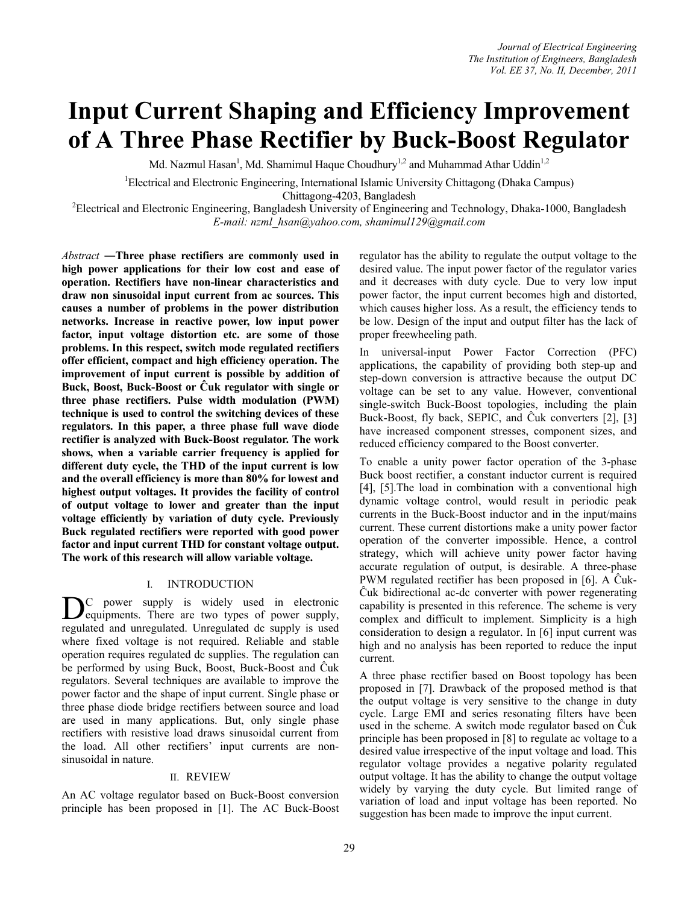# Input Current Shaping and Efficiency Improvement of A Three Phase Rectifier by Buck-Boost Regulator

Md. Nazmul Hasan[1], Md. Shamimul Haque Choudhury[1,2] and Muhammad Athar Uddin[1,2]

[1]Electrical and Electronic Engineering, International Islamic University Chittagong (Dhaka Campus) Chittagong-4203, Bangladesh

[2]Electrical and Electronic Engineering, Bangladesh University of Engineering and Technology, Dhaka-1000, Bangladesh

*E-mail: nzml_hsan@yahoo.com, shamimul129@gmail.com*

*Abstract* **—Three phase rectifiers are commonly used in high power applications for their low cost and ease of operation. Rectifiers have non-linear characteristics and draw non sinusoidal input current from ac sources. This causes a number of problems in the power distribution networks. Increase in reactive power, low input power factor, input voltage distortion etc. are some of those problems. In this respect, switch mode regulated rectifiers offer efficient, compact and high efficiency operation. The improvement of input current is possible by addition of Buck, Boost, Buck-Boost or Ĉuk regulator with single or three phase rectifiers. Pulse width modulation (PWM) technique is used to control the switching devices of these regulators. In this paper, a three phase full wave diode rectifier is analyzed with Buck-Boost regulator. The work shows, when a variable carrier frequency is applied for different duty cycle, the THD of the input current is low and the overall efficiency is more than 80% for lowest and highest output voltages. It provides the facility of control of output voltage to lower and greater than the input voltage efficiently by variation of duty cycle. Previously Buck regulated rectifiers were reported with good power factor and input current THD for constant voltage output. The work of this research will allow variable voltage.**

## I. INTRODUCTION

DC power supply is widely used in electronic equipments. There are two types of power supply, regulated and unregulated. Unregulated dc supply is used where fixed voltage is not required. Reliable and stable operation requires regulated dc supplies. The regulation can be performed by using Buck, Boost, Buck-Boost and Ĉuk regulators. Several techniques are available to improve the power factor and the shape of input current. Single phase or three phase diode bridge rectifiers between source and load are used in many applications. But, only single phase rectifiers with resistive load draws sinusoidal current from the load. All other rectifiers' input currents are non-sinusoidal in nature.

## II. REVIEW

An AC voltage regulator based on Buck-Boost conversion principle has been proposed in [1]. The AC Buck-Boost regulator has the ability to regulate the output voltage to the desired value. The input power factor of the regulator varies and it decreases with duty cycle. Due to very low input power factor, the input current becomes high and distorted, which causes higher loss. As a result, the efficiency tends to be low. Design of the input and output filter has the lack of proper freewheeling path.

In universal-input Power Factor Correction (PFC) applications, the capability of providing both step-up and step-down conversion is attractive because the output DC voltage can be set to any value. However, conventional single-switch Buck-Boost topologies, including the plain Buck-Boost, fly back, SEPIC, and Ĉuk converters [2], [3] have increased component stresses, component sizes, and reduced efficiency compared to the Boost converter.

To enable a unity power factor operation of the 3-phase Buck boost rectifier, a constant inductor current is required [4], [5].The load in combination with a conventional high dynamic voltage control, would result in periodic peak currents in the Buck-Boost inductor and in the input/mains current. These current distortions make a unity power factor operation of the converter impossible. Hence, a control strategy, which will achieve unity power factor having accurate regulation of output, is desirable. A three-phase PWM regulated rectifier has been proposed in [6]. A Ĉuk-Ĉuk bidirectional ac-dc converter with power regenerating capability is presented in this reference. The scheme is very complex and difficult to implement. Simplicity is a high consideration to design a regulator. In [6] input current was high and no analysis has been reported to reduce the input current.

A three phase rectifier based on Boost topology has been proposed in [7]. Drawback of the proposed method is that the output voltage is very sensitive to the change in duty cycle. Large EMI and series resonating filters have been used in the scheme. A switch mode regulator based on Ĉuk principle has been proposed in [8] to regulate ac voltage to a desired value irrespective of the input voltage and load. This regulator voltage provides a negative polarity regulated output voltage. It has the ability to change the output voltage widely by varying the duty cycle. But limited range of variation of load and input voltage has been reported. No suggestion has been made to improve the input current.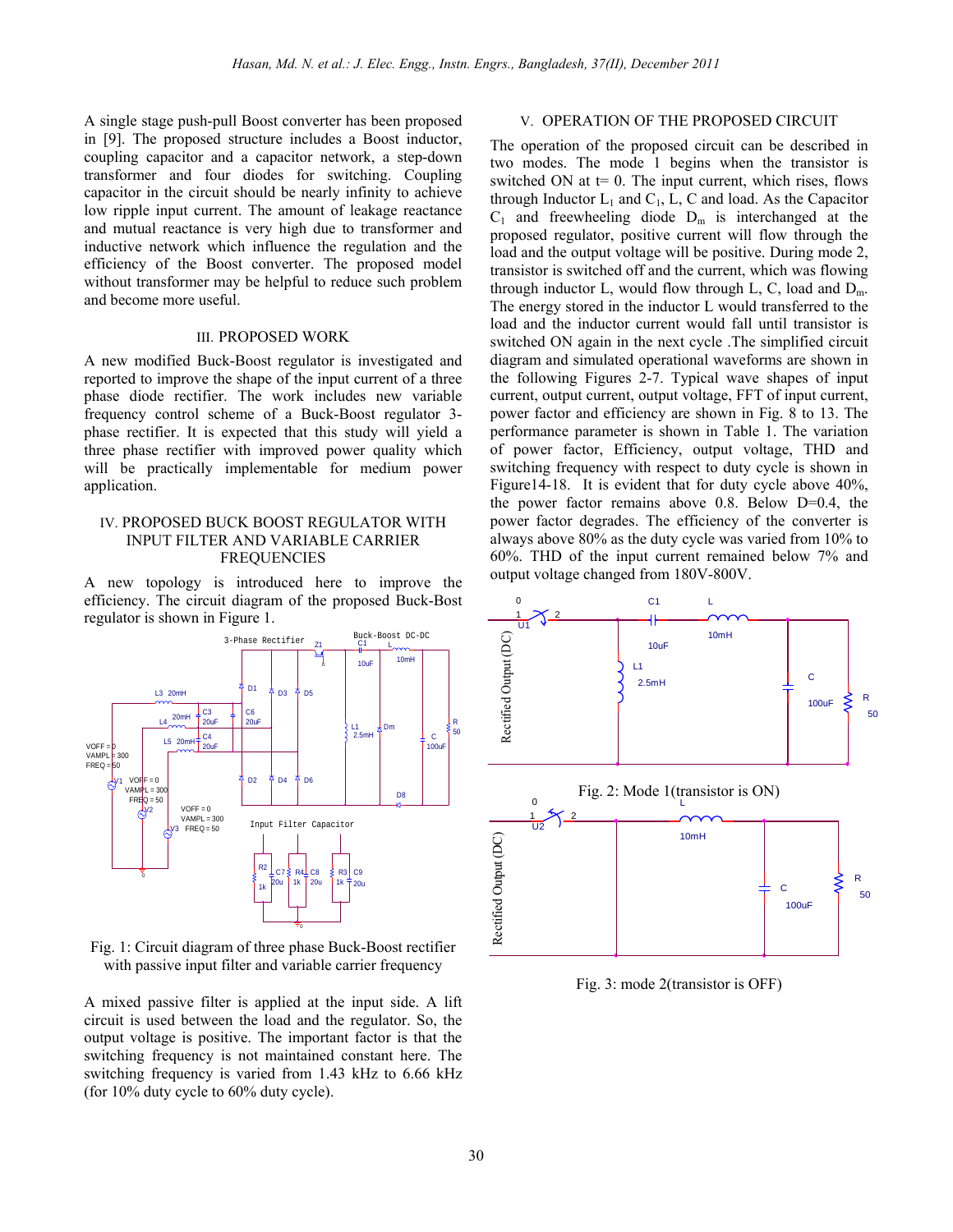A single stage push-pull Boost converter has been proposed in [9]. The proposed structure includes a Boost inductor, coupling capacitor and a capacitor network, a step-down transformer and four diodes for switching. Coupling capacitor in the circuit should be nearly infinity to achieve low ripple input current. The amount of leakage reactance and mutual reactance is very high due to transformer and inductive network which influence the regulation and the efficiency of the Boost converter. The proposed model without transformer may be helpful to reduce such problem and become more useful.

## III. PROPOSED WORK

A new modified Buck-Boost regulator is investigated and reported to improve the shape of the input current of a three phase diode rectifier. The work includes new variable frequency control scheme of a Buck-Boost regulator 3-phase rectifier. It is expected that this study will yield a three phase rectifier with improved power quality which will be practically implementable for medium power application.

## IV. PROPOSED BUCK BOOST REGULATOR WITH INPUT FILTER AND VARIABLE CARRIER FREQUENCIES

A new topology is introduced here to improve the efficiency. The circuit diagram of the proposed Buck-Bost regulator is shown in Figure 1.

Fig. 1: Circuit diagram of three phase Buck-Boost rectifier with passive input filter and variable carrier frequency

A mixed passive filter is applied at the input side. A lift circuit is used between the load and the regulator. So, the output voltage is positive. The important factor is that the switching frequency is not maintained constant here. The switching frequency is varied from 1.43 kHz to 6.66 kHz (for 10% duty cycle to 60% duty cycle).

## V. OPERATION OF THE PROPOSED CIRCUIT

The operation of the proposed circuit can be described in two modes. The mode 1 begins when the transistor is switched ON at t= 0. The input current, which rises, flows through Inductor $L_1$ and $C_1$, L, C and load. As the Capacitor $C_1$ and freewheeling diode $D_m$ is interchanged at the proposed regulator, positive current will flow through the load and the output voltage will be positive. During mode 2, transistor is switched off and the current, which was flowing through inductor L, would flow through L, C, load and $D_m$. The energy stored in the inductor L would transferred to the load and the inductor current would fall until transistor is switched ON again in the next cycle .The simplified circuit diagram and simulated operational waveforms are shown in the following Figures 2-7. Typical wave shapes of input current, output current, output voltage, FFT of input current, power factor and efficiency are shown in Fig. 8 to 13. The performance parameter is shown in Table 1. The variation of power factor, Efficiency, output voltage, THD and switching frequency with respect to duty cycle is shown in Figure14-18. It is evident that for duty cycle above 40%, the power factor remains above 0.8. Below D=0.4, the power factor degrades. The efficiency of the converter is always above 80% as the duty cycle was varied from 10% to 60%. THD of the input current remained below 7% and output voltage changed from 180V-800V.

Fig. 2: Mode 1(transistor is ON)

Fig. 3: mode 2(transistor is OFF)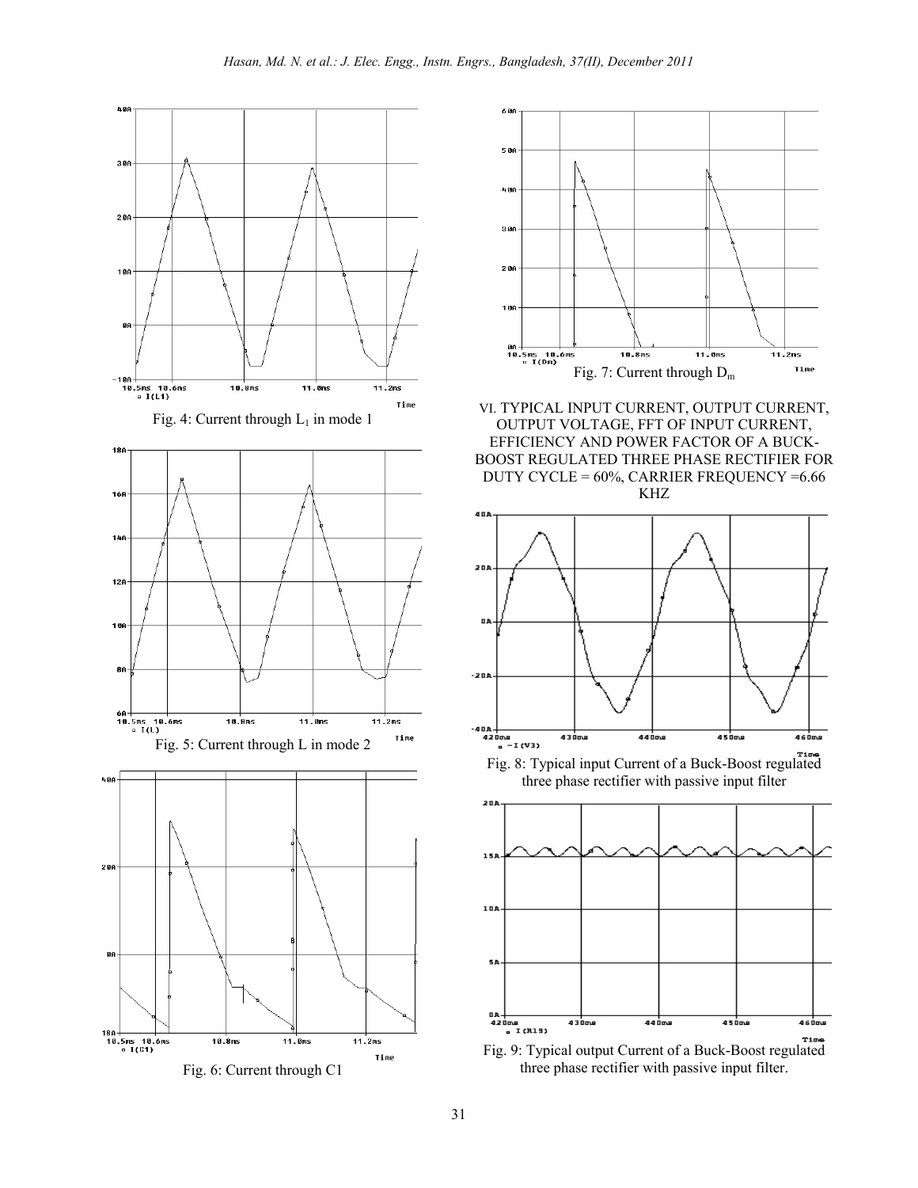Fig. 4: Current through $L_1$ in mode 1

Fig. 5: Current through L in mode 2

Fig. 6: Current through C1

Fig. 7: Current through $D_m$

## VI. TYPICAL INPUT CURRENT, OUTPUT CURRENT, OUTPUT VOLTAGE, FFT OF INPUT CURRENT, EFFICIENCY AND POWER FACTOR OF A BUCK-BOOST REGULATED THREE PHASE RECTIFIER FOR DUTY CYCLE = 60%, CARRIER FREQUENCY =6.66 KHZ

Fig. 8: Typical input Current of a Buck-Boost regulated three phase rectifier with passive input filter

Fig. 9: Typical output Current of a Buck-Boost regulated three phase rectifier with passive input filter.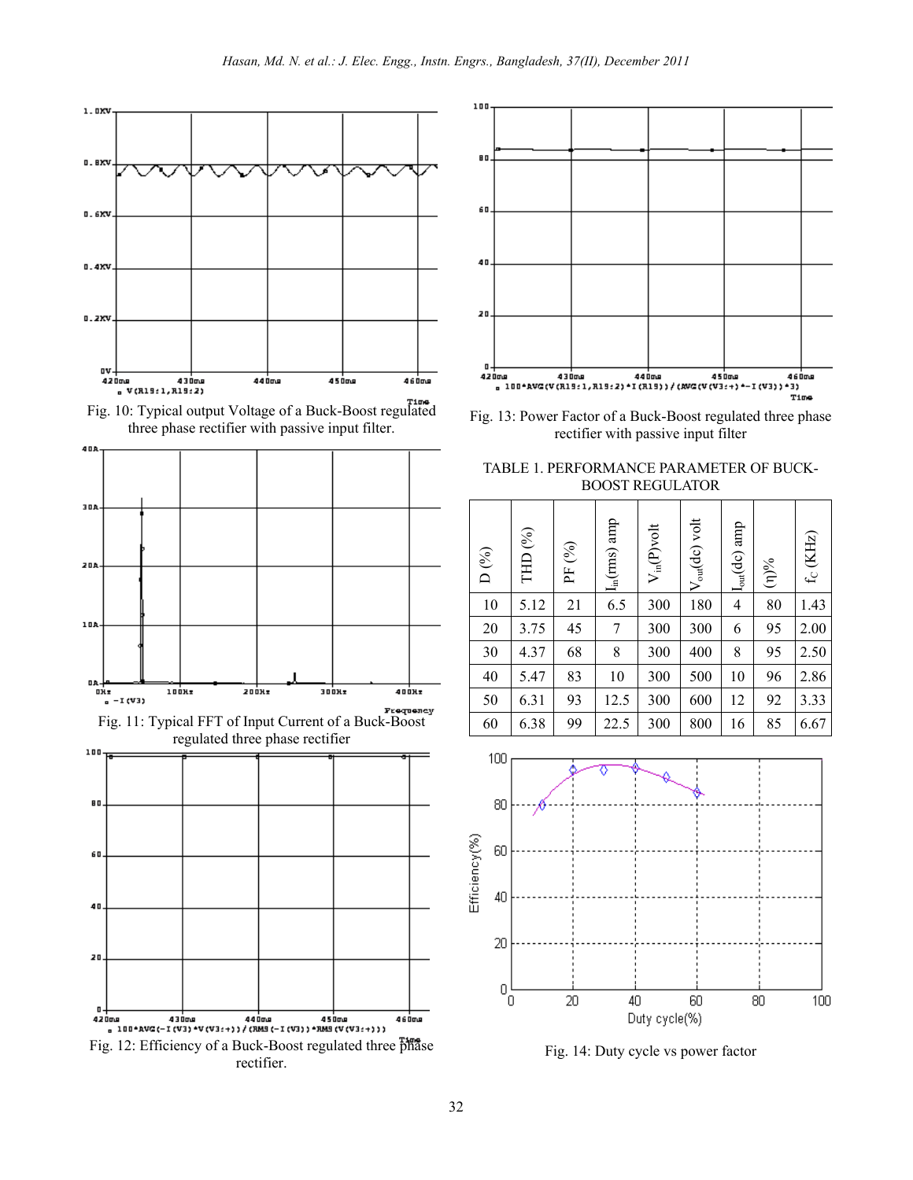Fig. 10: Typical output Voltage of a Buck-Boost regulated three phase rectifier with passive input filter.

Fig. 11: Typical FFT of Input Current of a Buck-Boost regulated three phase rectifier

Fig. 12: Efficiency of a Buck-Boost regulated three phase rectifier.

Fig. 13: Power Factor of a Buck-Boost regulated three phase rectifier with passive input filter

TABLE 1. PERFORMANCE PARAMETER OF BUCK-BOOST REGULATOR

| D (%) | THD (%) | PF (%) | $I_{in}$(rms) amp | $V_{in}$(P)volt | $V_{out}$(dc) volt | $I_{out}$(dc) amp | (η)% | $f_C$ (KHz) |
|---|---|---|---|---|---|---|---|---|
| 10 | 5.12 | 21 | 6.5 | 300 | 180 | 4 | 80 | 1.43 |
| 20 | 3.75 | 45 | 7 | 300 | 300 | 6 | 95 | 2.00 |
| 30 | 4.37 | 68 | 8 | 300 | 400 | 8 | 95 | 2.50 |
| 40 | 5.47 | 83 | 10 | 300 | 500 | 10 | 96 | 2.86 |
| 50 | 6.31 | 93 | 12.5 | 300 | 600 | 12 | 92 | 3.33 |
| 60 | 6.38 | 99 | 22.5 | 300 | 800 | 16 | 85 | 6.67 |

Fig. 14: Duty cycle vs power factor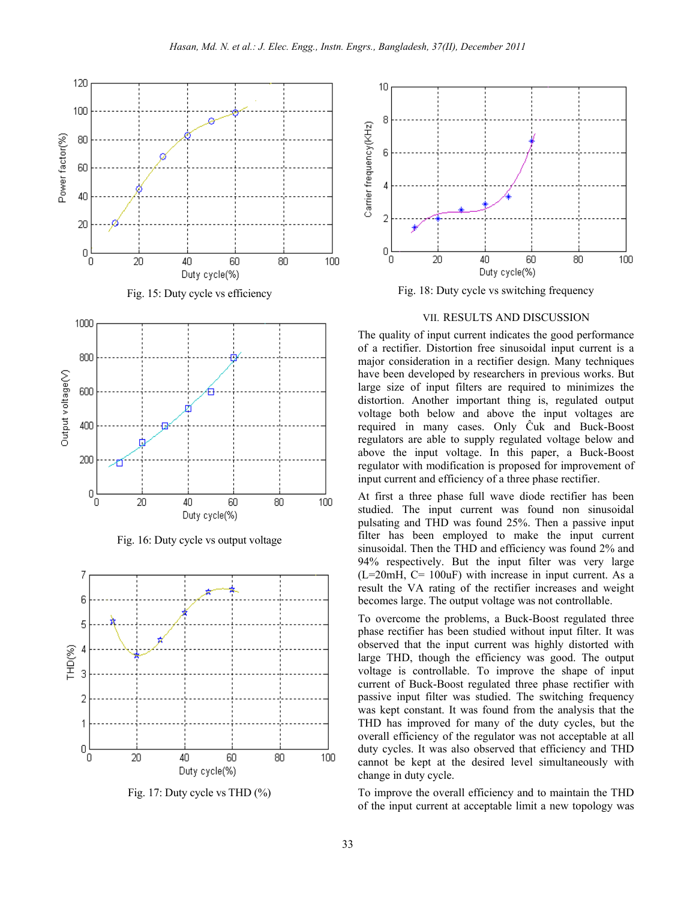Fig. 15: Duty cycle vs efficiency

Fig. 16: Duty cycle vs output voltage

Fig. 17: Duty cycle vs THD (%)

Fig. 18: Duty cycle vs switching frequency

## VII. RESULTS AND DISCUSSION

The quality of input current indicates the good performance of a rectifier. Distortion free sinusoidal input current is a major consideration in a rectifier design. Many techniques have been developed by researchers in previous works. But large size of input filters are required to minimizes the distortion. Another important thing is, regulated output voltage both below and above the input voltages are required in many cases. Only Ĉuk and Buck-Boost regulators are able to supply regulated voltage below and above the input voltage. In this paper, a Buck-Boost regulator with modification is proposed for improvement of input current and efficiency of a three phase rectifier.

At first a three phase full wave diode rectifier has been studied. The input current was found non sinusoidal pulsating and THD was found 25%. Then a passive input filter has been employed to make the input current sinusoidal. Then the THD and efficiency was found 2% and 94% respectively. But the input filter was very large (L=20mH, C= 100uF) with increase in input current. As a result the VA rating of the rectifier increases and weight becomes large. The output voltage was not controllable.

To overcome the problems, a Buck-Boost regulated three phase rectifier has been studied without input filter. It was observed that the input current was highly distorted with large THD, though the efficiency was good. The output voltage is controllable. To improve the shape of input current of Buck-Boost regulated three phase rectifier with passive input filter was studied. The switching frequency was kept constant. It was found from the analysis that the THD has improved for many of the duty cycles, but the overall efficiency of the regulator was not acceptable at all duty cycles. It was also observed that efficiency and THD cannot be kept at the desired level simultaneously with change in duty cycle.

To improve the overall efficiency and to maintain the THD of the input current at acceptable limit a new topology was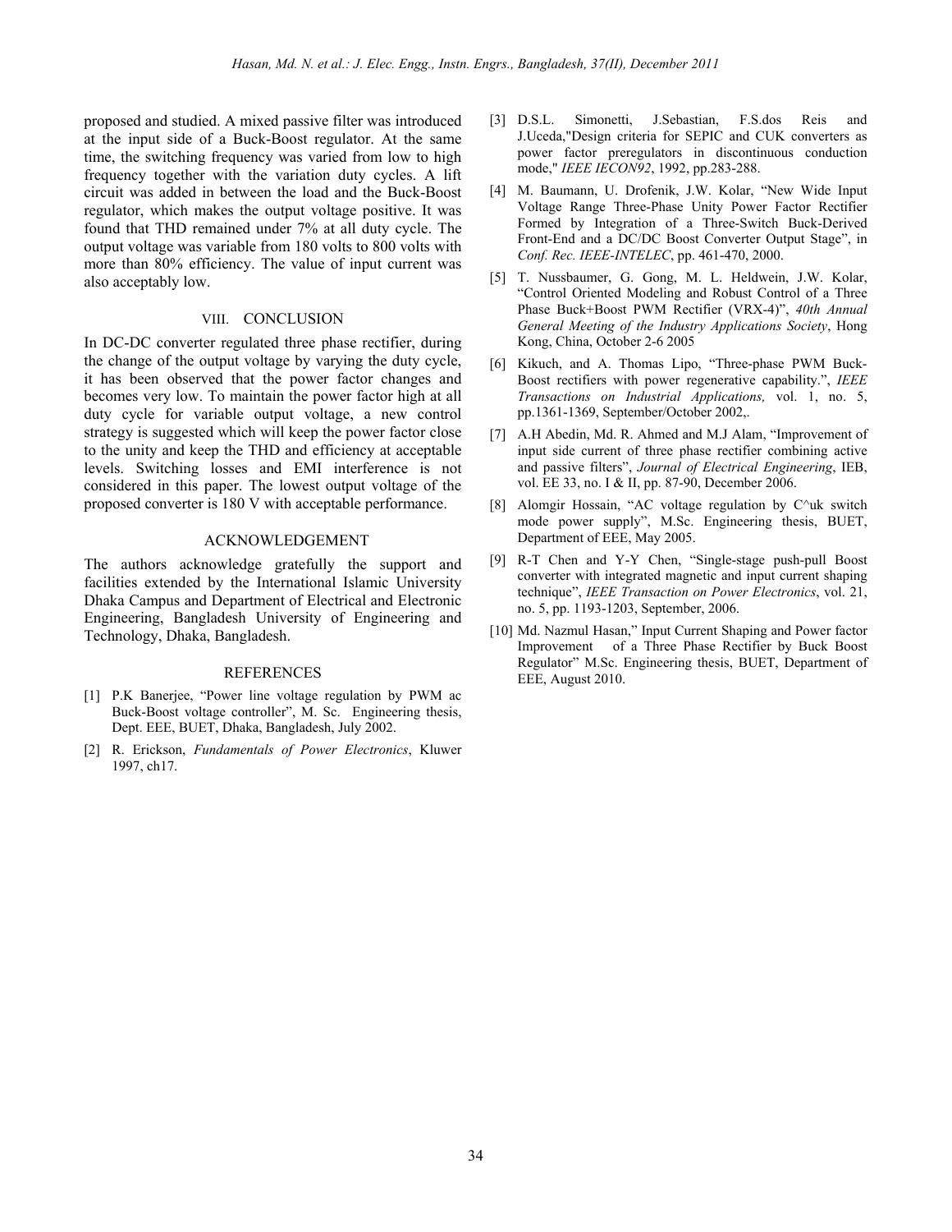proposed and studied. A mixed passive filter was introduced at the input side of a Buck-Boost regulator. At the same time, the switching frequency was varied from low to high frequency together with the variation duty cycles. A lift circuit was added in between the load and the Buck-Boost regulator, which makes the output voltage positive. It was found that THD remained under 7% at all duty cycle. The output voltage was variable from 180 volts to 800 volts with more than 80% efficiency. The value of input current was also acceptably low.

## VIII. CONCLUSION

In DC-DC converter regulated three phase rectifier, during the change of the output voltage by varying the duty cycle, it has been observed that the power factor changes and becomes very low. To maintain the power factor high at all duty cycle for variable output voltage, a new control strategy is suggested which will keep the power factor close to the unity and keep the THD and efficiency at acceptable levels. Switching losses and EMI interference is not considered in this paper. The lowest output voltage of the proposed converter is 180 V with acceptable performance.

## ACKNOWLEDGEMENT

The authors acknowledge gratefully the support and facilities extended by the International Islamic University Dhaka Campus and Department of Electrical and Electronic Engineering, Bangladesh University of Engineering and Technology, Dhaka, Bangladesh.

## REFERENCES

[1] P.K Banerjee, "Power line voltage regulation by PWM ac Buck-Boost voltage controller", M. Sc. Engineering thesis, Dept. EEE, BUET, Dhaka, Bangladesh, July 2002.

[2] R. Erickson, *Fundamentals of Power Electronics*, Kluwer 1997, ch17.

[3] D.S.L. Simonetti, J.Sebastian, F.S.dos Reis and J.Uceda,"Design criteria for SEPIC and CUK converters as power factor preregulators in discontinuous conduction mode," *IEEE IECON92*, 1992, pp.283-288.

[4] M. Baumann, U. Drofenik, J.W. Kolar, "New Wide Input Voltage Range Three-Phase Unity Power Factor Rectifier Formed by Integration of a Three-Switch Buck-Derived Front-End and a DC/DC Boost Converter Output Stage", in *Conf. Rec. IEEE-INTELEC*, pp. 461-470, 2000.

[5] T. Nussbaumer, G. Gong, M. L. Heldwein, J.W. Kolar, "Control Oriented Modeling and Robust Control of a Three Phase Buck+Boost PWM Rectifier (VRX-4)", *40th Annual General Meeting of the Industry Applications Society*, Hong Kong, China, October 2-6 2005

[6] Kikuch, and A. Thomas Lipo, "Three-phase PWM Buck-Boost rectifiers with power regenerative capability.", *IEEE Transactions on Industrial Applications,* vol. 1, no. 5, pp.1361-1369, September/October 2002,.

[7] A.H Abedin, Md. R. Ahmed and M.J Alam, "Improvement of input side current of three phase rectifier combining active and passive filters", *Journal of Electrical Engineering*, IEB, vol. EE 33, no. I & II, pp. 87-90, December 2006.

[8] Alomgir Hossain, "AC voltage regulation by C^uk switch mode power supply", M.Sc. Engineering thesis, BUET, Department of EEE, May 2005.

[9] R-T Chen and Y-Y Chen, "Single-stage push-pull Boost converter with integrated magnetic and input current shaping technique", *IEEE Transaction on Power Electronics*, vol. 21, no. 5, pp. 1193-1203, September, 2006.

[10] Md. Nazmul Hasan," Input Current Shaping and Power factor Improvement of a Three Phase Rectifier by Buck Boost Regulator" M.Sc. Engineering thesis, BUET, Department of EEE, August 2010.